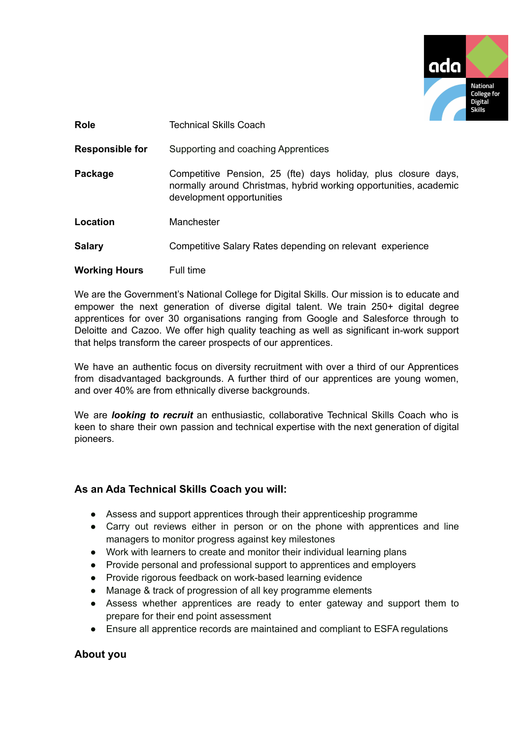| | |
|---|---|
| **Role** | Technical Skills Coach |
| **Responsible for** | Supporting and coaching Apprentices |
| **Package** | Competitive Pension, 25 (fte) days holiday, plus closure days, normally around Christmas, hybrid working opportunities, academic development opportunities |
| **Location** | Manchester |
| **Salary** | Competitive Salary Rates depending on relevant experience |
| **Working Hours** | Full time |

We are the Government's National College for Digital Skills. Our mission is to educate and empower the next generation of diverse digital talent. We train 250+ digital degree apprentices for over 30 organisations ranging from Google and Salesforce through to Deloitte and Cazoo. We offer high quality teaching as well as significant in-work support that helps transform the career prospects of our apprentices.

We have an authentic focus on diversity recruitment with over a third of our Apprentices from disadvantaged backgrounds. A further third of our apprentices are young women, and over 40% are from ethnically diverse backgrounds.

We are ***looking to recruit*** an enthusiastic, collaborative Technical Skills Coach who is keen to share their own passion and technical expertise with the next generation of digital pioneers.

### As an Ada Technical Skills Coach you will:

- Assess and support apprentices through their apprenticeship programme
- Carry out reviews either in person or on the phone with apprentices and line managers to monitor progress against key milestones
- Work with learners to create and monitor their individual learning plans
- Provide personal and professional support to apprentices and employers
- Provide rigorous feedback on work-based learning evidence
- Manage & track of progression of all key programme elements
- Assess whether apprentices are ready to enter gateway and support them to prepare for their end point assessment
- Ensure all apprentice records are maintained and compliant to ESFA regulations

### About you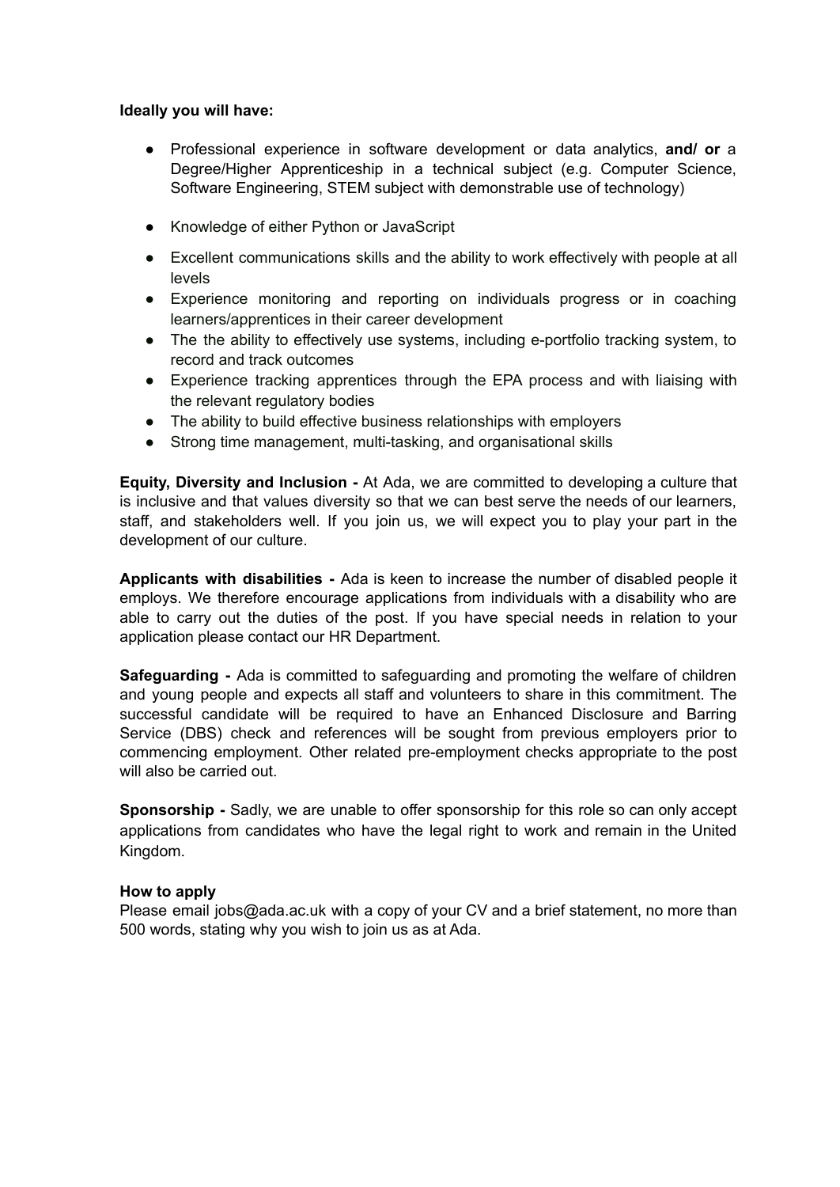**Ideally you will have:**

- Professional experience in software development or data analytics, **and/ or** a Degree/Higher Apprenticeship in a technical subject (e.g. Computer Science, Software Engineering, STEM subject with demonstrable use of technology)
- Knowledge of either Python or JavaScript
- Excellent communications skills and the ability to work effectively with people at all levels
- Experience monitoring and reporting on individuals progress or in coaching learners/apprentices in their career development
- The the ability to effectively use systems, including e-portfolio tracking system, to record and track outcomes
- Experience tracking apprentices through the EPA process and with liaising with the relevant regulatory bodies
- The ability to build effective business relationships with employers
- Strong time management, multi-tasking, and organisational skills

**Equity, Diversity and Inclusion -** At Ada, we are committed to developing a culture that is inclusive and that values diversity so that we can best serve the needs of our learners, staff, and stakeholders well. If you join us, we will expect you to play your part in the development of our culture.

**Applicants with disabilities -** Ada is keen to increase the number of disabled people it employs. We therefore encourage applications from individuals with a disability who are able to carry out the duties of the post. If you have special needs in relation to your application please contact our HR Department.

**Safeguarding -** Ada is committed to safeguarding and promoting the welfare of children and young people and expects all staff and volunteers to share in this commitment. The successful candidate will be required to have an Enhanced Disclosure and Barring Service (DBS) check and references will be sought from previous employers prior to commencing employment. Other related pre-employment checks appropriate to the post will also be carried out.

**Sponsorship -** Sadly, we are unable to offer sponsorship for this role so can only accept applications from candidates who have the legal right to work and remain in the United Kingdom.

**How to apply**

Please email jobs@ada.ac.uk with a copy of your CV and a brief statement, no more than 500 words, stating why you wish to join us as at Ada.